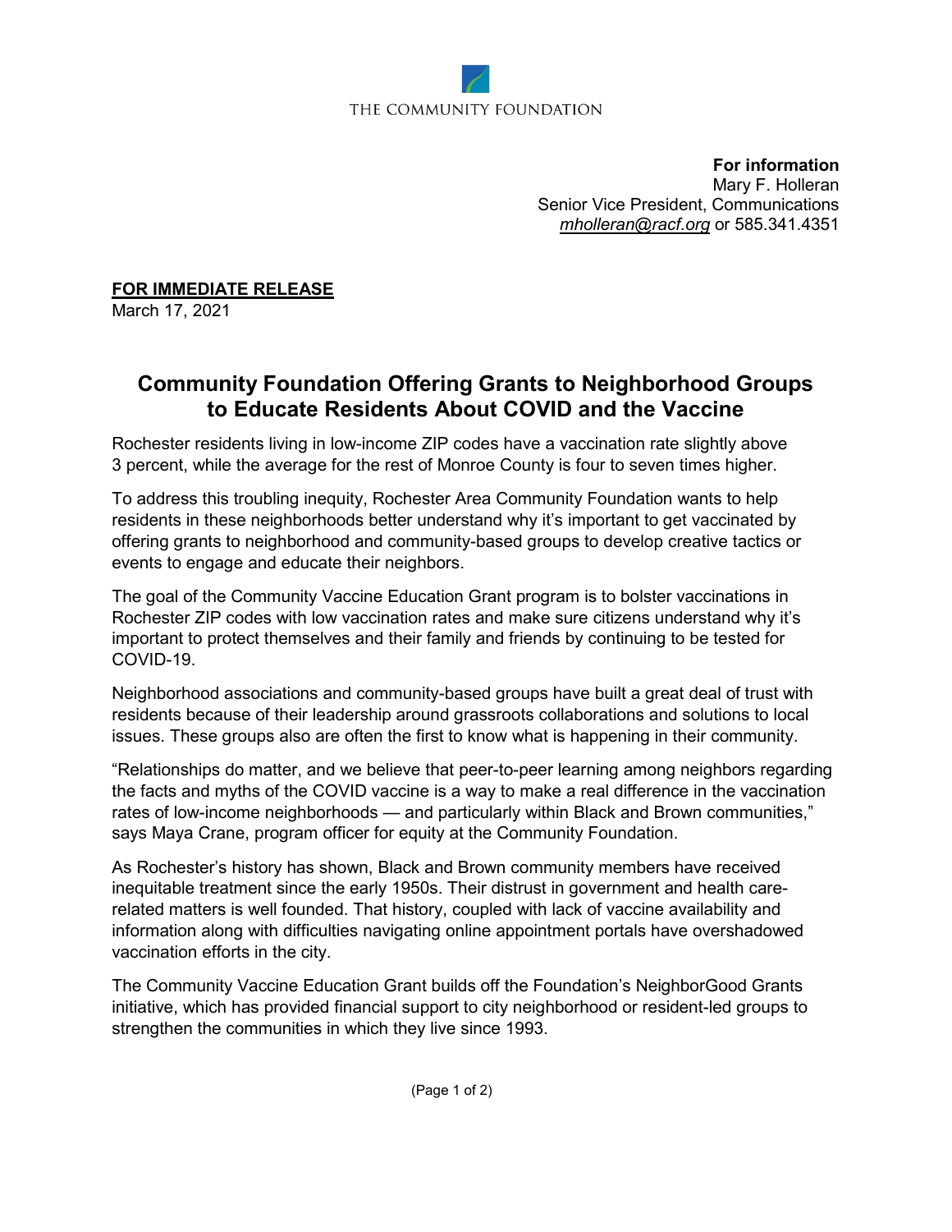THE COMMUNITY FOUNDATION

**For information**
Mary F. Holleran
Senior Vice President, Communications
*mholleran@racf.org* or 585.341.4351

**FOR IMMEDIATE RELEASE**
March 17, 2021

# Community Foundation Offering Grants to Neighborhood Groups to Educate Residents About COVID and the Vaccine

Rochester residents living in low-income ZIP codes have a vaccination rate slightly above 3 percent, while the average for the rest of Monroe County is four to seven times higher.

To address this troubling inequity, Rochester Area Community Foundation wants to help residents in these neighborhoods better understand why it's important to get vaccinated by offering grants to neighborhood and community-based groups to develop creative tactics or events to engage and educate their neighbors.

The goal of the Community Vaccine Education Grant program is to bolster vaccinations in Rochester ZIP codes with low vaccination rates and make sure citizens understand why it's important to protect themselves and their family and friends by continuing to be tested for COVID-19.

Neighborhood associations and community-based groups have built a great deal of trust with residents because of their leadership around grassroots collaborations and solutions to local issues. These groups also are often the first to know what is happening in their community.

"Relationships do matter, and we believe that peer-to-peer learning among neighbors regarding the facts and myths of the COVID vaccine is a way to make a real difference in the vaccination rates of low-income neighborhoods — and particularly within Black and Brown communities," says Maya Crane, program officer for equity at the Community Foundation.

As Rochester's history has shown, Black and Brown community members have received inequitable treatment since the early 1950s. Their distrust in government and health care-related matters is well founded. That history, coupled with lack of vaccine availability and information along with difficulties navigating online appointment portals have overshadowed vaccination efforts in the city.

The Community Vaccine Education Grant builds off the Foundation's NeighborGood Grants initiative, which has provided financial support to city neighborhood or resident-led groups to strengthen the communities in which they live since 1993.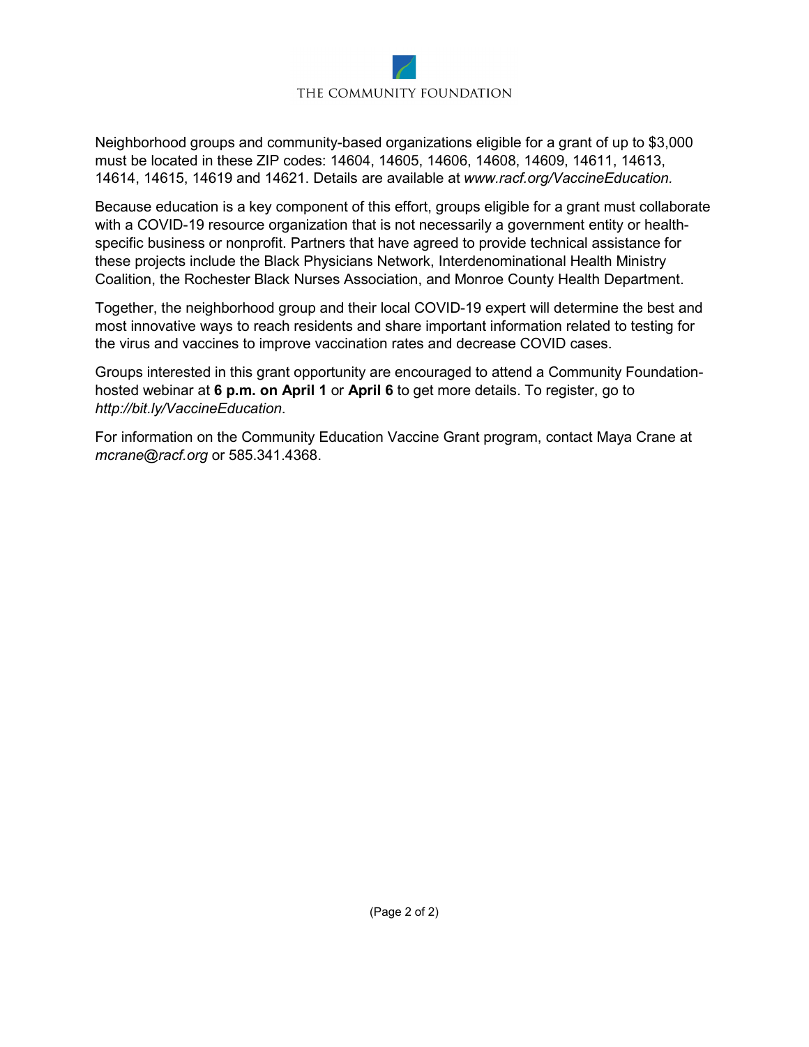Neighborhood groups and community-based organizations eligible for a grant of up to $3,000 must be located in these ZIP codes: 14604, 14605, 14606, 14608, 14609, 14611, 14613, 14614, 14615, 14619 and 14621. Details are available at *www.racf.org/VaccineEducation.*

Because education is a key component of this effort, groups eligible for a grant must collaborate with a COVID-19 resource organization that is not necessarily a government entity or health-specific business or nonprofit. Partners that have agreed to provide technical assistance for these projects include the Black Physicians Network, Interdenominational Health Ministry Coalition, the Rochester Black Nurses Association, and Monroe County Health Department.

Together, the neighborhood group and their local COVID-19 expert will determine the best and most innovative ways to reach residents and share important information related to testing for the virus and vaccines to improve vaccination rates and decrease COVID cases.

Groups interested in this grant opportunity are encouraged to attend a Community Foundation-hosted webinar at **6 p.m. on April 1** or **April 6** to get more details. To register, go to *http://bit.ly/VaccineEducation*.

For information on the Community Education Vaccine Grant program, contact Maya Crane at *mcrane@racf.org* or 585.341.4368.